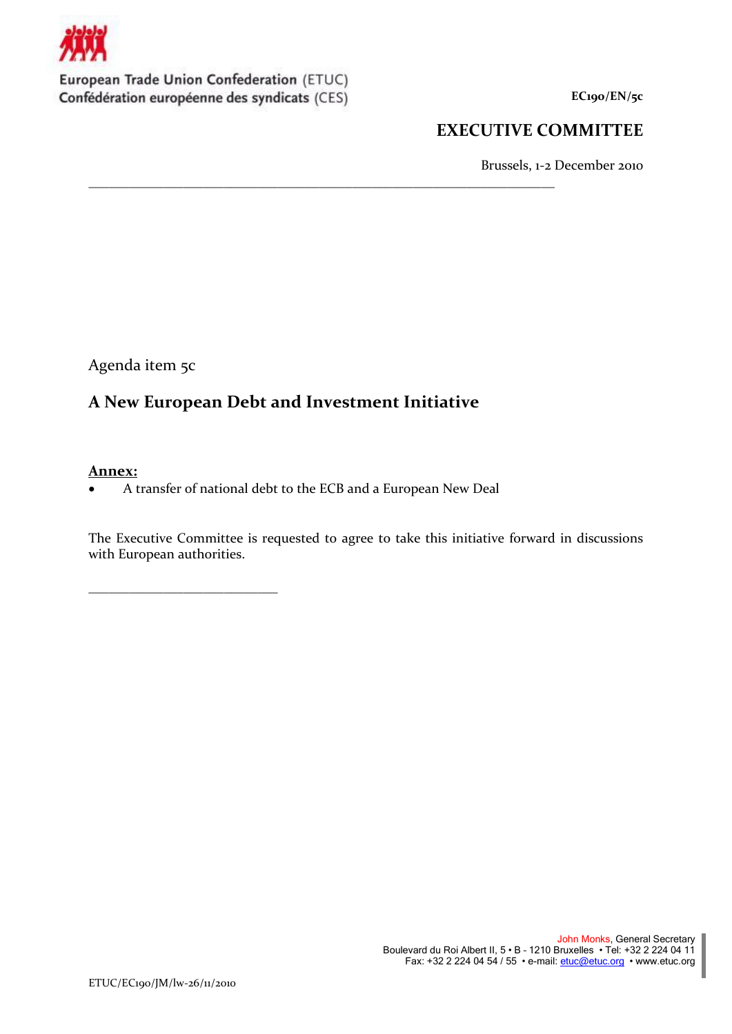European Trade Union Confederation (ETUC)
Confédération européenne des syndicats (CES)

**EC190/EN/5c**

# EXECUTIVE COMMITTEE

Brussels, 1-2 December 2010

---

Agenda item 5c

## A New European Debt and Investment Initiative

**Annex:**

- A transfer of national debt to the ECB and a European New Deal

The Executive Committee is requested to agree to take this initiative forward in discussions with European authorities.

---

John Monks, General Secretary
Boulevard du Roi Albert II, 5 • B - 1210 Bruxelles • Tel: +32 2 224 04 11
Fax: +32 2 224 04 54 / 55 • e-mail: etuc@etuc.org • www.etuc.org

ETUC/EC190/JM/lw-26/11/2010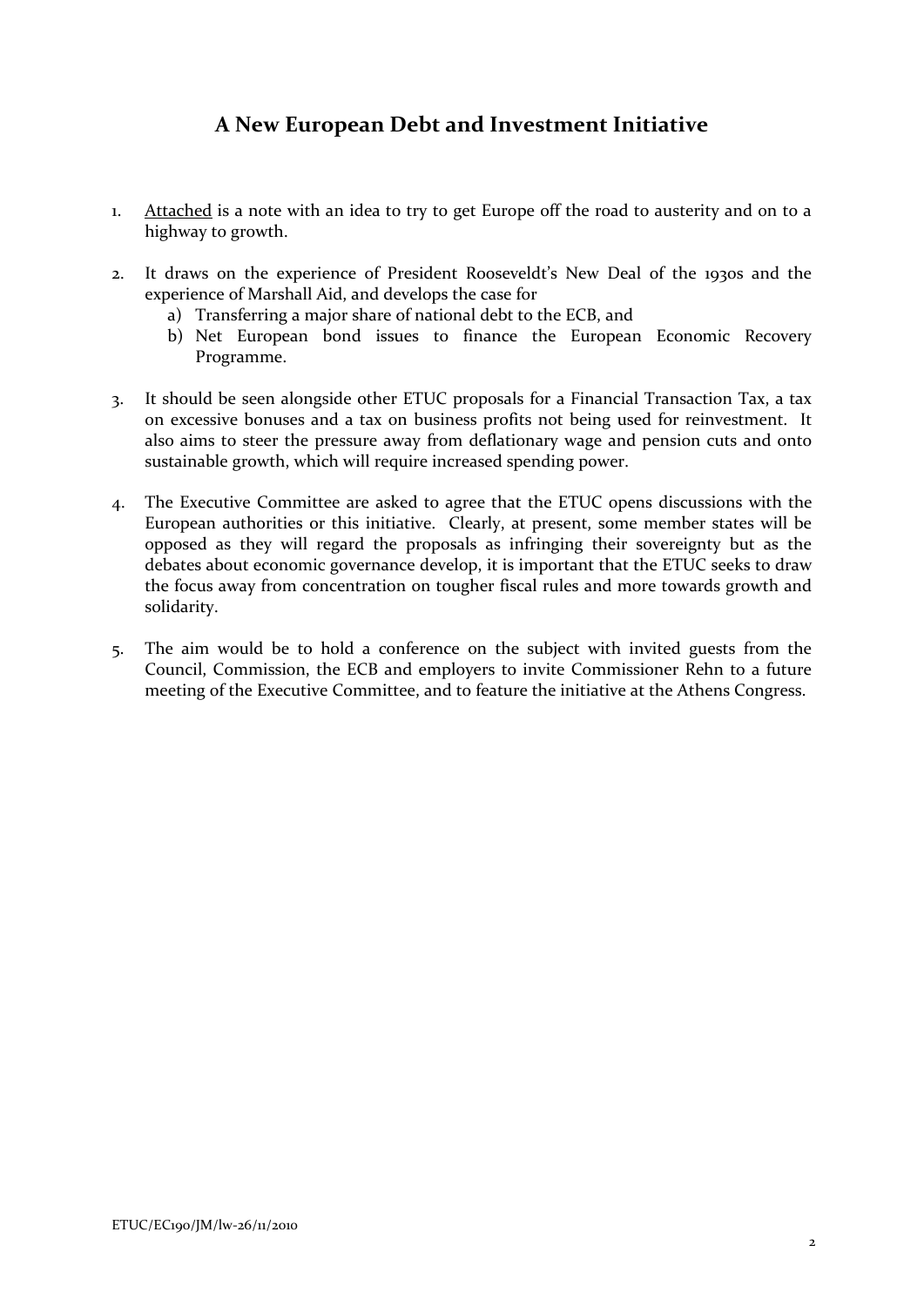## A New European Debt and Investment Initiative

1. Attached is a note with an idea to try to get Europe off the road to austerity and on to a highway to growth.

2. It draws on the experience of President Rooseveldt's New Deal of the 1930s and the experience of Marshall Aid, and develops the case for
   a) Transferring a major share of national debt to the ECB, and
   b) Net European bond issues to finance the European Economic Recovery Programme.

3. It should be seen alongside other ETUC proposals for a Financial Transaction Tax, a tax on excessive bonuses and a tax on business profits not being used for reinvestment. It also aims to steer the pressure away from deflationary wage and pension cuts and onto sustainable growth, which will require increased spending power.

4. The Executive Committee are asked to agree that the ETUC opens discussions with the European authorities or this initiative. Clearly, at present, some member states will be opposed as they will regard the proposals as infringing their sovereignty but as the debates about economic governance develop, it is important that the ETUC seeks to draw the focus away from concentration on tougher fiscal rules and more towards growth and solidarity.

5. The aim would be to hold a conference on the subject with invited guests from the Council, Commission, the ECB and employers to invite Commissioner Rehn to a future meeting of the Executive Committee, and to feature the initiative at the Athens Congress.

ETUC/EC190/JM/lw-26/11/2010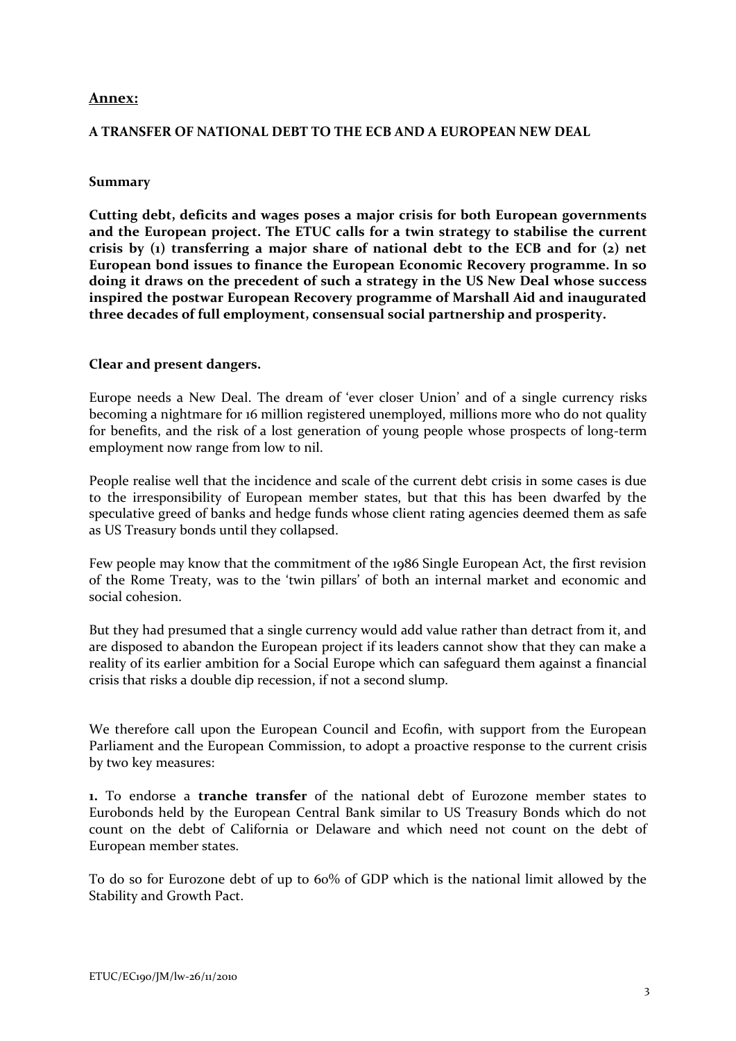## Annex:

### A TRANSFER OF NATIONAL DEBT TO THE ECB AND A EUROPEAN NEW DEAL

#### Summary

**Cutting debt, deficits and wages poses a major crisis for both European governments and the European project. The ETUC calls for a twin strategy to stabilise the current crisis by (1) transferring a major share of national debt to the ECB and for (2) net European bond issues to finance the European Economic Recovery programme. In so doing it draws on the precedent of such a strategy in the US New Deal whose success inspired the postwar European Recovery programme of Marshall Aid and inaugurated three decades of full employment, consensual social partnership and prosperity.**

#### Clear and present dangers.

Europe needs a New Deal. The dream of 'ever closer Union' and of a single currency risks becoming a nightmare for 16 million registered unemployed, millions more who do not quality for benefits, and the risk of a lost generation of young people whose prospects of long-term employment now range from low to nil.

People realise well that the incidence and scale of the current debt crisis in some cases is due to the irresponsibility of European member states, but that this has been dwarfed by the speculative greed of banks and hedge funds whose client rating agencies deemed them as safe as US Treasury bonds until they collapsed.

Few people may know that the commitment of the 1986 Single European Act, the first revision of the Rome Treaty, was to the 'twin pillars' of both an internal market and economic and social cohesion.

But they had presumed that a single currency would add value rather than detract from it, and are disposed to abandon the European project if its leaders cannot show that they can make a reality of its earlier ambition for a Social Europe which can safeguard them against a financial crisis that risks a double dip recession, if not a second slump.

We therefore call upon the European Council and Ecofin, with support from the European Parliament and the European Commission, to adopt a proactive response to the current crisis by two key measures:

**1.** To endorse a **tranche transfer** of the national debt of Eurozone member states to Eurobonds held by the European Central Bank similar to US Treasury Bonds which do not count on the debt of California or Delaware and which need not count on the debt of European member states.

To do so for Eurozone debt of up to 60% of GDP which is the national limit allowed by the Stability and Growth Pact.

ETUC/EC190/JM/lw-26/11/2010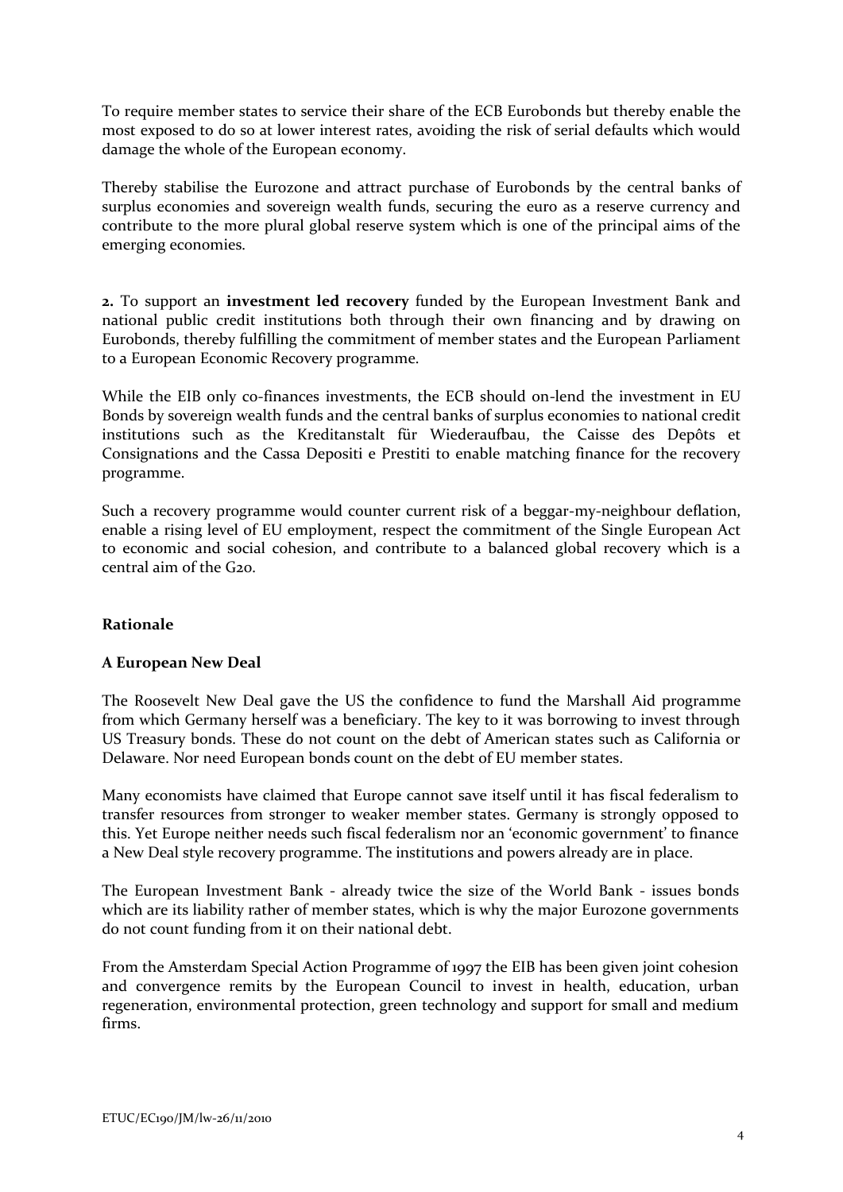To require member states to service their share of the ECB Eurobonds but thereby enable the most exposed to do so at lower interest rates, avoiding the risk of serial defaults which would damage the whole of the European economy.

Thereby stabilise the Eurozone and attract purchase of Eurobonds by the central banks of surplus economies and sovereign wealth funds, securing the euro as a reserve currency and contribute to the more plural global reserve system which is one of the principal aims of the emerging economies.

**2.** To support an **investment led recovery** funded by the European Investment Bank and national public credit institutions both through their own financing and by drawing on Eurobonds, thereby fulfilling the commitment of member states and the European Parliament to a European Economic Recovery programme.

While the EIB only co-finances investments, the ECB should on-lend the investment in EU Bonds by sovereign wealth funds and the central banks of surplus economies to national credit institutions such as the Kreditanstalt für Wiederaufbau, the Caisse des Depôts et Consignations and the Cassa Depositi e Prestiti to enable matching finance for the recovery programme.

Such a recovery programme would counter current risk of a beggar-my-neighbour deflation, enable a rising level of EU employment, respect the commitment of the Single European Act to economic and social cohesion, and contribute to a balanced global recovery which is a central aim of the G20.

**Rationale**

**A European New Deal**

The Roosevelt New Deal gave the US the confidence to fund the Marshall Aid programme from which Germany herself was a beneficiary. The key to it was borrowing to invest through US Treasury bonds. These do not count on the debt of American states such as California or Delaware. Nor need European bonds count on the debt of EU member states.

Many economists have claimed that Europe cannot save itself until it has fiscal federalism to transfer resources from stronger to weaker member states. Germany is strongly opposed to this. Yet Europe neither needs such fiscal federalism nor an 'economic government' to finance a New Deal style recovery programme. The institutions and powers already are in place.

The European Investment Bank - already twice the size of the World Bank - issues bonds which are its liability rather of member states, which is why the major Eurozone governments do not count funding from it on their national debt.

From the Amsterdam Special Action Programme of 1997 the EIB has been given joint cohesion and convergence remits by the European Council to invest in health, education, urban regeneration, environmental protection, green technology and support for small and medium firms.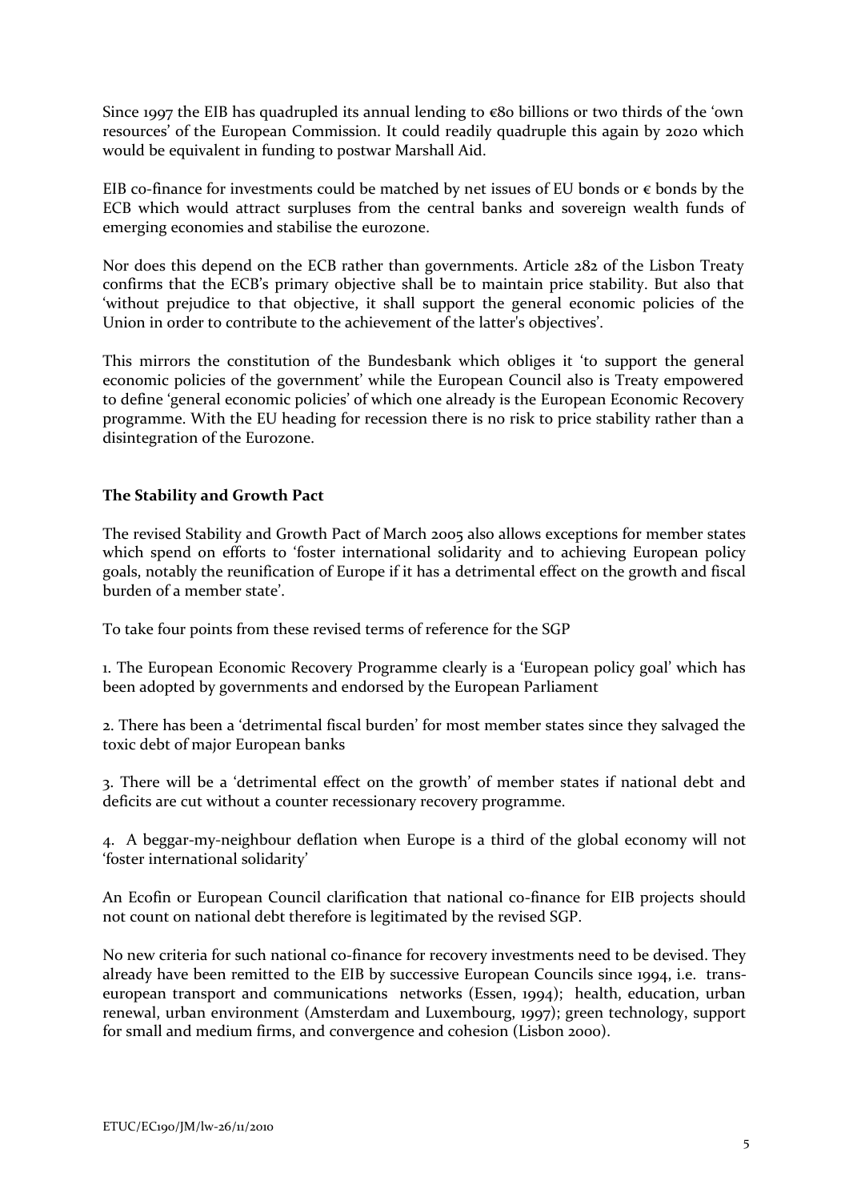Since 1997 the EIB has quadrupled its annual lending to €80 billions or two thirds of the 'own resources' of the European Commission. It could readily quadruple this again by 2020 which would be equivalent in funding to postwar Marshall Aid.

EIB co-finance for investments could be matched by net issues of EU bonds or € bonds by the ECB which would attract surpluses from the central banks and sovereign wealth funds of emerging economies and stabilise the eurozone.

Nor does this depend on the ECB rather than governments. Article 282 of the Lisbon Treaty confirms that the ECB's primary objective shall be to maintain price stability. But also that 'without prejudice to that objective, it shall support the general economic policies of the Union in order to contribute to the achievement of the latter's objectives'.

This mirrors the constitution of the Bundesbank which obliges it 'to support the general economic policies of the government' while the European Council also is Treaty empowered to define 'general economic policies' of which one already is the European Economic Recovery programme. With the EU heading for recession there is no risk to price stability rather than a disintegration of the Eurozone.

**The Stability and Growth Pact**

The revised Stability and Growth Pact of March 2005 also allows exceptions for member states which spend on efforts to 'foster international solidarity and to achieving European policy goals, notably the reunification of Europe if it has a detrimental effect on the growth and fiscal burden of a member state'.

To take four points from these revised terms of reference for the SGP

1. The European Economic Recovery Programme clearly is a 'European policy goal' which has been adopted by governments and endorsed by the European Parliament

2. There has been a 'detrimental fiscal burden' for most member states since they salvaged the toxic debt of major European banks

3. There will be a 'detrimental effect on the growth' of member states if national debt and deficits are cut without a counter recessionary recovery programme.

4. A beggar-my-neighbour deflation when Europe is a third of the global economy will not 'foster international solidarity'

An Ecofin or European Council clarification that national co-finance for EIB projects should not count on national debt therefore is legitimated by the revised SGP.

No new criteria for such national co-finance for recovery investments need to be devised. They already have been remitted to the EIB by successive European Councils since 1994, i.e. trans-european transport and communications networks (Essen, 1994); health, education, urban renewal, urban environment (Amsterdam and Luxembourg, 1997); green technology, support for small and medium firms, and convergence and cohesion (Lisbon 2000).

ETUC/EC190/JM/lw-26/11/2010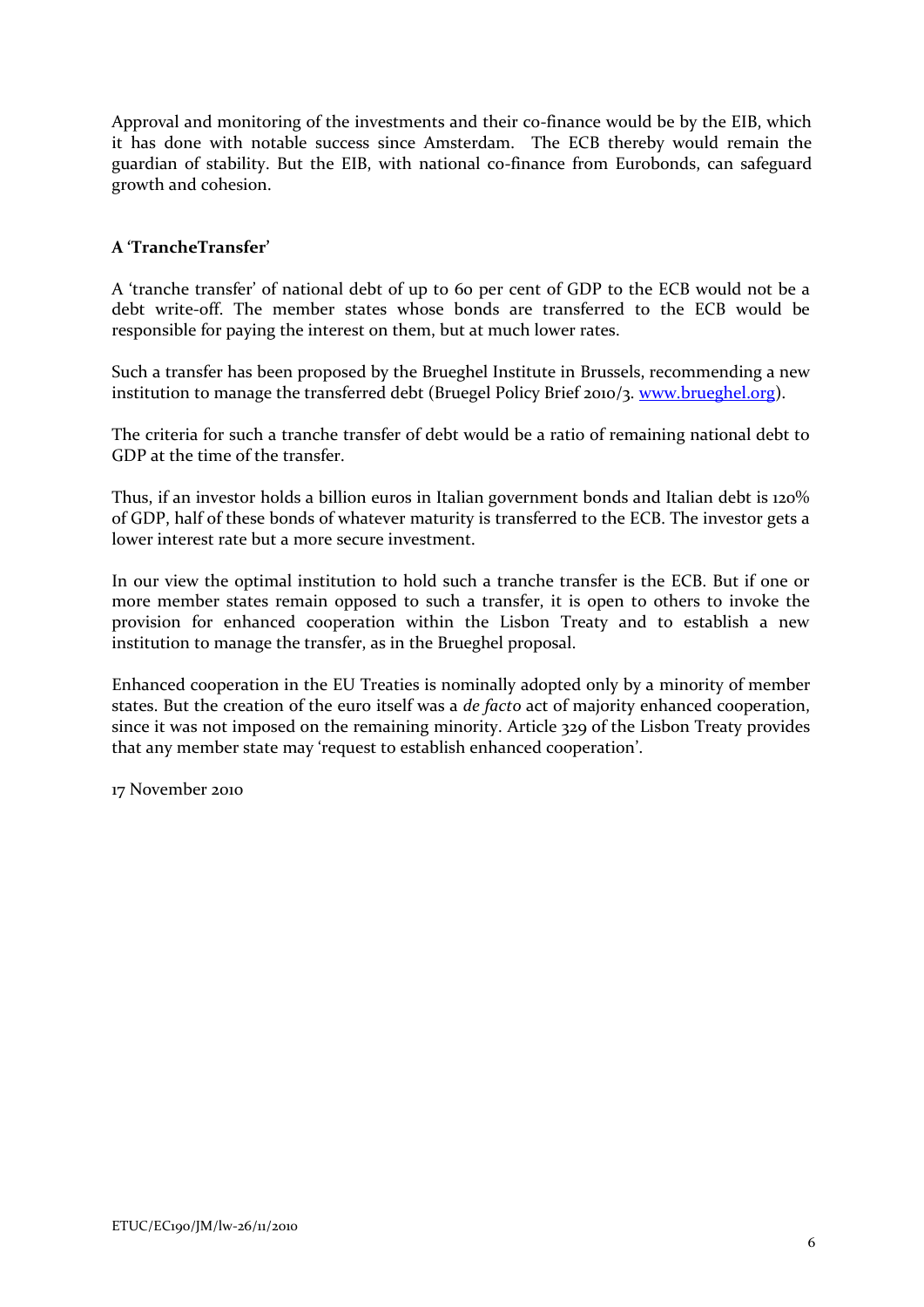Approval and monitoring of the investments and their co-finance would be by the EIB, which it has done with notable success since Amsterdam. The ECB thereby would remain the guardian of stability. But the EIB, with national co-finance from Eurobonds, can safeguard growth and cohesion.

**A 'TrancheTransfer'**

A 'tranche transfer' of national debt of up to 60 per cent of GDP to the ECB would not be a debt write-off. The member states whose bonds are transferred to the ECB would be responsible for paying the interest on them, but at much lower rates.

Such a transfer has been proposed by the Brueghel Institute in Brussels, recommending a new institution to manage the transferred debt (Bruegel Policy Brief 2010/3. [www.brueghel.org](www.brueghel.org)).

The criteria for such a tranche transfer of debt would be a ratio of remaining national debt to GDP at the time of the transfer.

Thus, if an investor holds a billion euros in Italian government bonds and Italian debt is 120% of GDP, half of these bonds of whatever maturity is transferred to the ECB. The investor gets a lower interest rate but a more secure investment.

In our view the optimal institution to hold such a tranche transfer is the ECB. But if one or more member states remain opposed to such a transfer, it is open to others to invoke the provision for enhanced cooperation within the Lisbon Treaty and to establish a new institution to manage the transfer, as in the Brueghel proposal.

Enhanced cooperation in the EU Treaties is nominally adopted only by a minority of member states. But the creation of the euro itself was a *de facto* act of majority enhanced cooperation, since it was not imposed on the remaining minority. Article 329 of the Lisbon Treaty provides that any member state may 'request to establish enhanced cooperation'.

17 November 2010